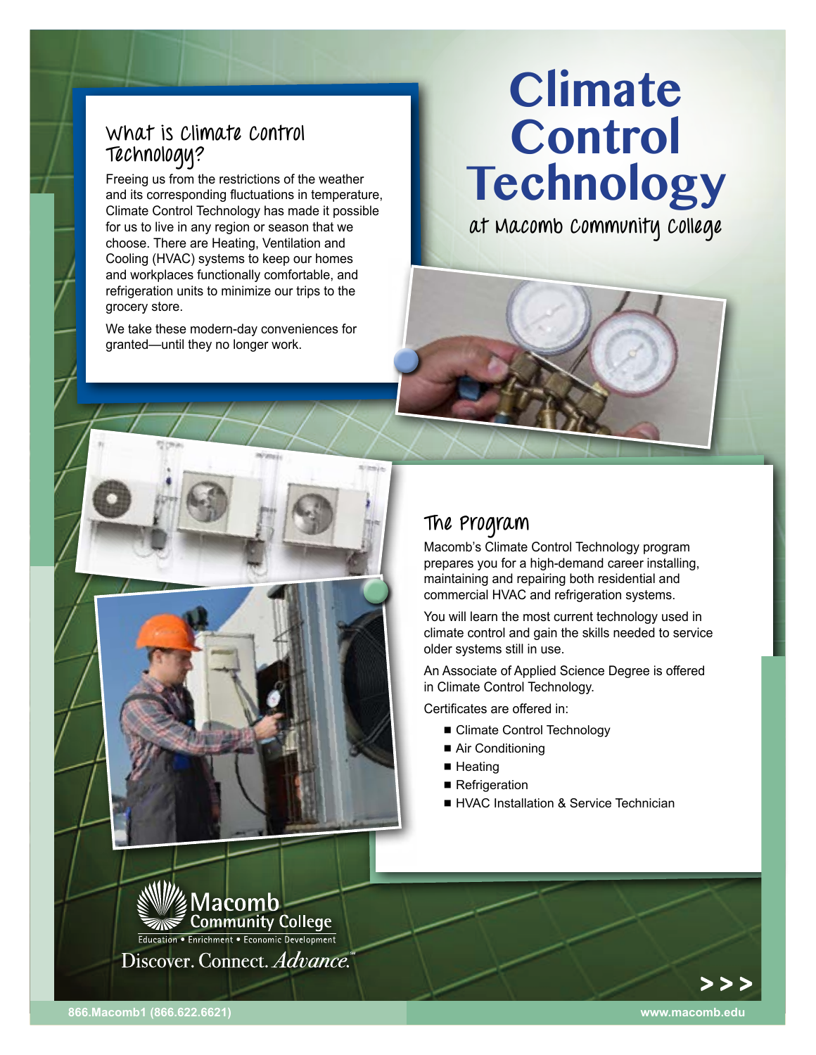# Climate Control Technology

at Macomb Community College

## What is Climate Control Technology?

Freeing us from the restrictions of the weather and its corresponding fluctuations in temperature, Climate Control Technology has made it possible for us to live in any region or season that we choose. There are Heating, Ventilation and Cooling (HVAC) systems to keep our homes and workplaces functionally comfortable, and refrigeration units to minimize our trips to the grocery store.

We take these modern-day conveniences for granted—until they no longer work.

## The Program

Macomb's Climate Control Technology program prepares you for a high-demand career installing, maintaining and repairing both residential and commercial HVAC and refrigeration systems.

You will learn the most current technology used in climate control and gain the skills needed to service older systems still in use.

An Associate of Applied Science Degree is offered in Climate Control Technology.

Certificates are offered in:

- Climate Control Technology
- Air Conditioning
- Heating
- Refrigeration
- HVAC Installation & Service Technician

Macomb Community College
Education • Enrichment • Economic Development

Discover. Connect. *Advance.*℠

>>>

866.Macomb1 (866.622.6621)

www.macomb.edu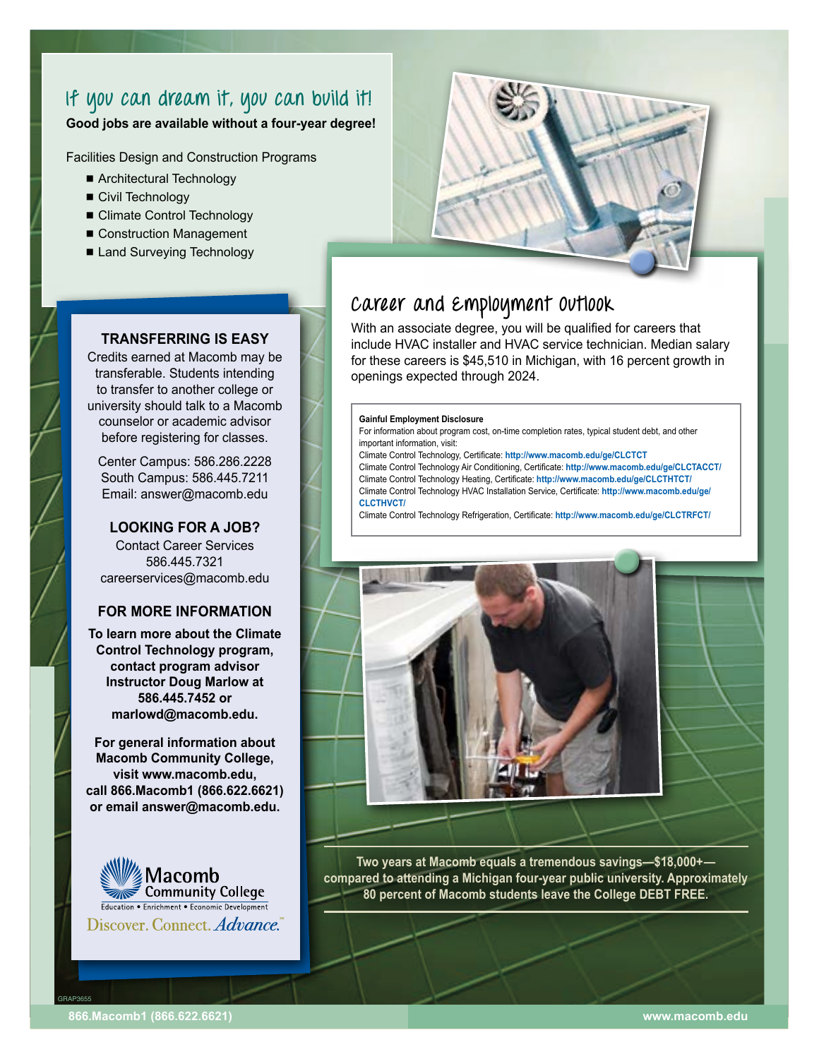# If you can dream it, you can build it!

**Good jobs are available without a four-year degree!**

Facilities Design and Construction Programs

- Architectural Technology
- Civil Technology
- Climate Control Technology
- Construction Management
- Land Surveying Technology

## Career and Employment Outlook

With an associate degree, you will be qualified for careers that include HVAC installer and HVAC service technician. Median salary for these careers is $45,510 in Michigan, with 16 percent growth in openings expected through 2024.

**Gainful Employment Disclosure**

For information about program cost, on-time completion rates, typical student debt, and other important information, visit:

Climate Control Technology, Certificate: **http://www.macomb.edu/ge/CLCTCT**

Climate Control Technology Air Conditioning, Certificate: **http://www.macomb.edu/ge/CLCTACCT/**

Climate Control Technology Heating, Certificate: **http://www.macomb.edu/ge/CLCTHTCT/**

Climate Control Technology HVAC Installation Service, Certificate: **http://www.macomb.edu/ge/CLCTHVCT/**

Climate Control Technology Refrigeration, Certificate: **http://www.macomb.edu/ge/CLCTRFCT/**

### TRANSFERRING IS EASY

Credits earned at Macomb may be transferable. Students intending to transfer to another college or university should talk to a Macomb counselor or academic advisor before registering for classes.

Center Campus: 586.286.2228
South Campus: 586.445.7211
Email: answer@macomb.edu

### LOOKING FOR A JOB?

Contact Career Services
586.445.7321
careerservices@macomb.edu

### FOR MORE INFORMATION

**To learn more about the Climate Control Technology program, contact program advisor Instructor Doug Marlow at 586.445.7452 or marlowd@macomb.edu.**

**For general information about Macomb Community College, visit www.macomb.edu, call 866.Macomb1 (866.622.6621) or email answer@macomb.edu.**

Macomb Community College
Education • Enrichment • Economic Development
Discover. Connect. *Advance.*™

**Two years at Macomb equals a tremendous savings—$18,000+— compared to attending a Michigan four-year public university. Approximately 80 percent of Macomb students leave the College DEBT FREE.**

GRAP3655

**866.Macomb1 (866.622.6621)** **www.macomb.edu**